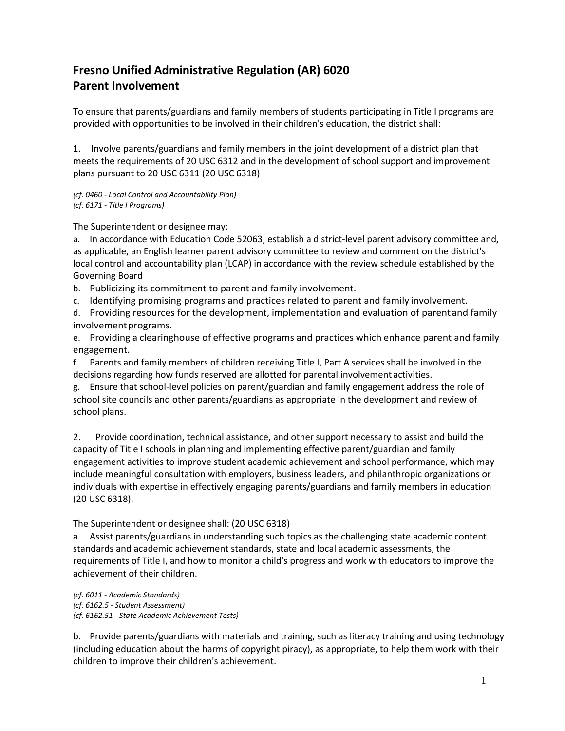# Fresno Unified Administrative Regulation (AR) 6020
# Parent Involvement

To ensure that parents/guardians and family members of students participating in Title I programs are provided with opportunities to be involved in their children's education, the district shall:

1. Involve parents/guardians and family members in the joint development of a district plan that meets the requirements of 20 USC 6312 and in the development of school support and improvement plans pursuant to 20 USC 6311 (20 USC 6318)

*(cf. 0460 - Local Control and Accountability Plan)*
*(cf. 6171 - Title I Programs)*

The Superintendent or designee may:

a. In accordance with Education Code 52063, establish a district-level parent advisory committee and, as applicable, an English learner parent advisory committee to review and comment on the district's local control and accountability plan (LCAP) in accordance with the review schedule established by the Governing Board

b. Publicizing its commitment to parent and family involvement.

c. Identifying promising programs and practices related to parent and family involvement.

d. Providing resources for the development, implementation and evaluation of parent and family involvement programs.

e. Providing a clearinghouse of effective programs and practices which enhance parent and family engagement.

f. Parents and family members of children receiving Title I, Part A services shall be involved in the decisions regarding how funds reserved are allotted for parental involvement activities.

g. Ensure that school-level policies on parent/guardian and family engagement address the role of school site councils and other parents/guardians as appropriate in the development and review of school plans.

2. Provide coordination, technical assistance, and other support necessary to assist and build the capacity of Title I schools in planning and implementing effective parent/guardian and family engagement activities to improve student academic achievement and school performance, which may include meaningful consultation with employers, business leaders, and philanthropic organizations or individuals with expertise in effectively engaging parents/guardians and family members in education (20 USC 6318).

The Superintendent or designee shall: (20 USC 6318)

a. Assist parents/guardians in understanding such topics as the challenging state academic content standards and academic achievement standards, state and local academic assessments, the requirements of Title I, and how to monitor a child's progress and work with educators to improve the achievement of their children.

*(cf. 6011 - Academic Standards)*
*(cf. 6162.5 - Student Assessment)*
*(cf. 6162.51 - State Academic Achievement Tests)*

b. Provide parents/guardians with materials and training, such as literacy training and using technology (including education about the harms of copyright piracy), as appropriate, to help them work with their children to improve their children's achievement.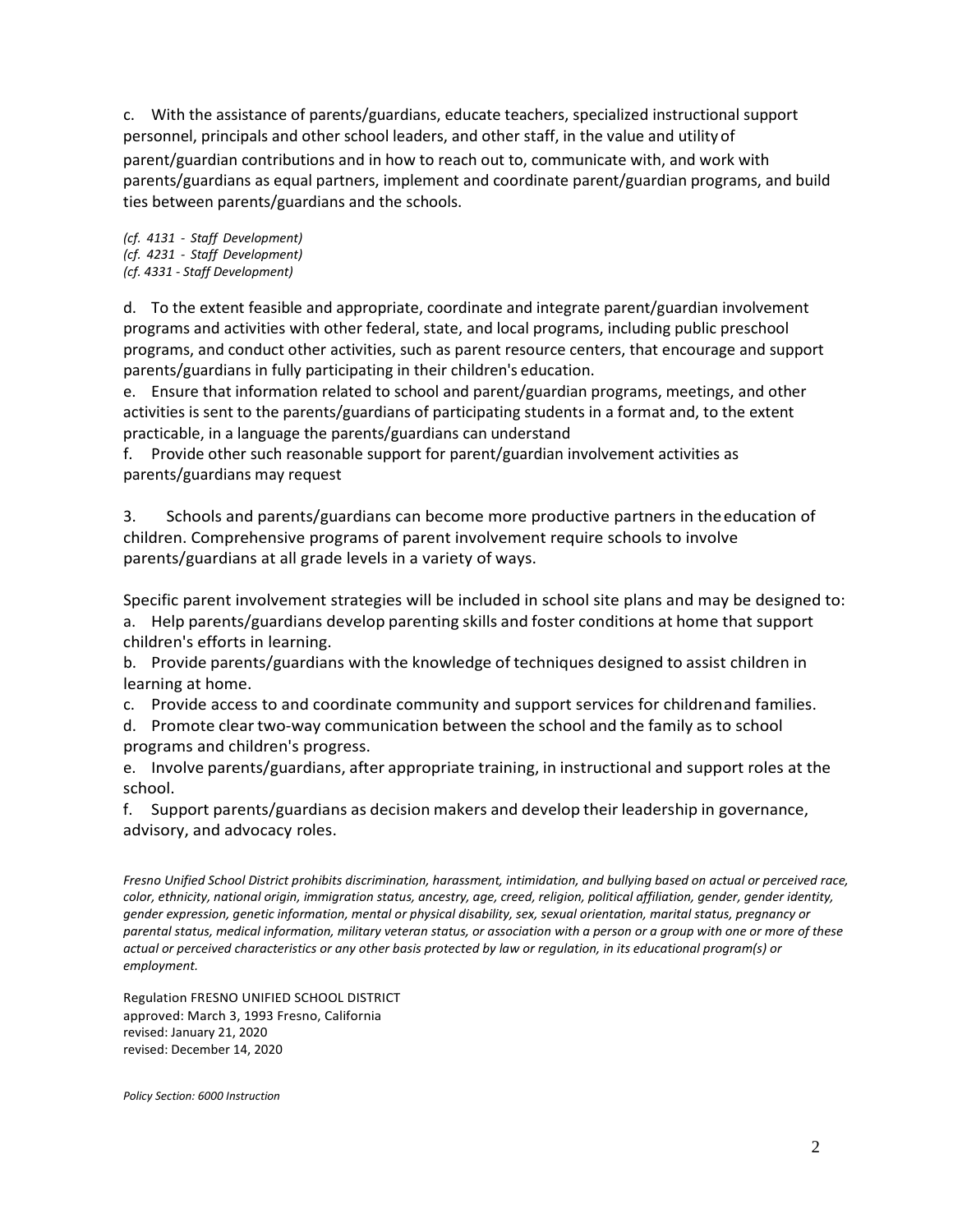c. With the assistance of parents/guardians, educate teachers, specialized instructional support personnel, principals and other school leaders, and other staff, in the value and utility of parent/guardian contributions and in how to reach out to, communicate with, and work with parents/guardians as equal partners, implement and coordinate parent/guardian programs, and build ties between parents/guardians and the schools.

*(cf. 4131 - Staff Development)*
*(cf. 4231 - Staff Development)*
*(cf. 4331 - Staff Development)*

d. To the extent feasible and appropriate, coordinate and integrate parent/guardian involvement programs and activities with other federal, state, and local programs, including public preschool programs, and conduct other activities, such as parent resource centers, that encourage and support parents/guardians in fully participating in their children's education.
e. Ensure that information related to school and parent/guardian programs, meetings, and other activities is sent to the parents/guardians of participating students in a format and, to the extent practicable, in a language the parents/guardians can understand
f. Provide other such reasonable support for parent/guardian involvement activities as parents/guardians may request

3. Schools and parents/guardians can become more productive partners in the education of children. Comprehensive programs of parent involvement require schools to involve parents/guardians at all grade levels in a variety of ways.

Specific parent involvement strategies will be included in school site plans and may be designed to:
a. Help parents/guardians develop parenting skills and foster conditions at home that support children's efforts in learning.
b. Provide parents/guardians with the knowledge of techniques designed to assist children in learning at home.
c. Provide access to and coordinate community and support services for children and families.
d. Promote clear two-way communication between the school and the family as to school programs and children's progress.
e. Involve parents/guardians, after appropriate training, in instructional and support roles at the school.
f. Support parents/guardians as decision makers and develop their leadership in governance, advisory, and advocacy roles.

*Fresno Unified School District prohibits discrimination, harassment, intimidation, and bullying based on actual or perceived race, color, ethnicity, national origin, immigration status, ancestry, age, creed, religion, political affiliation, gender, gender identity, gender expression, genetic information, mental or physical disability, sex, sexual orientation, marital status, pregnancy or parental status, medical information, military veteran status, or association with a person or a group with one or more of these actual or perceived characteristics or any other basis protected by law or regulation, in its educational program(s) or employment.*

Regulation FRESNO UNIFIED SCHOOL DISTRICT
approved: March 3, 1993 Fresno, California
revised: January 21, 2020
revised: December 14, 2020

*Policy Section: 6000 Instruction*